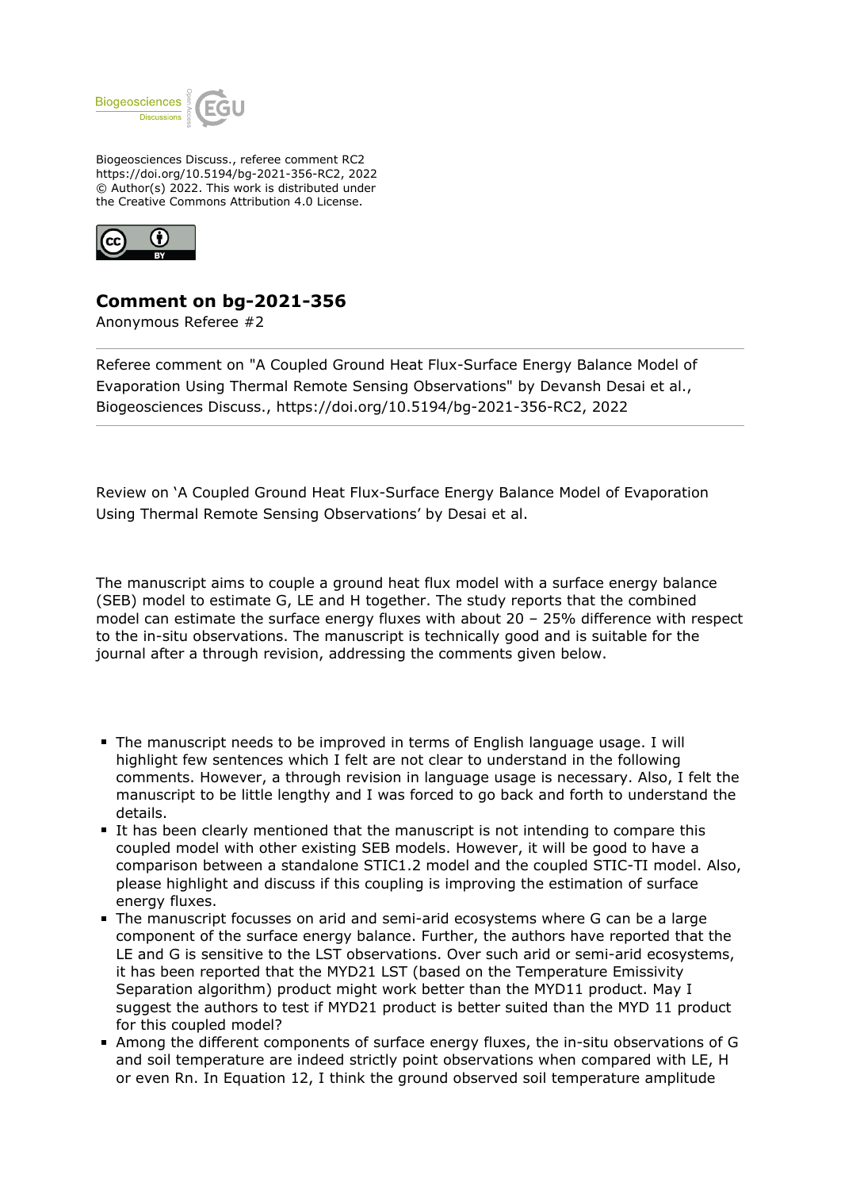Biogeosciences Discuss., referee comment RC2
https://doi.org/10.5194/bg-2021-356-RC2, 2022
© Author(s) 2022. This work is distributed under
the Creative Commons Attribution 4.0 License.

# Comment on bg-2021-356

Anonymous Referee #2

Referee comment on "A Coupled Ground Heat Flux-Surface Energy Balance Model of Evaporation Using Thermal Remote Sensing Observations" by Devansh Desai et al., Biogeosciences Discuss., https://doi.org/10.5194/bg-2021-356-RC2, 2022

Review on 'A Coupled Ground Heat Flux-Surface Energy Balance Model of Evaporation Using Thermal Remote Sensing Observations' by Desai et al.

The manuscript aims to couple a ground heat flux model with a surface energy balance (SEB) model to estimate G, LE and H together. The study reports that the combined model can estimate the surface energy fluxes with about 20 – 25% difference with respect to the in-situ observations. The manuscript is technically good and is suitable for the journal after a through revision, addressing the comments given below.

- The manuscript needs to be improved in terms of English language usage. I will highlight few sentences which I felt are not clear to understand in the following comments. However, a through revision in language usage is necessary. Also, I felt the manuscript to be little lengthy and I was forced to go back and forth to understand the details.
- It has been clearly mentioned that the manuscript is not intending to compare this coupled model with other existing SEB models. However, it will be good to have a comparison between a standalone STIC1.2 model and the coupled STIC-TI model. Also, please highlight and discuss if this coupling is improving the estimation of surface energy fluxes.
- The manuscript focusses on arid and semi-arid ecosystems where G can be a large component of the surface energy balance. Further, the authors have reported that the LE and G is sensitive to the LST observations. Over such arid or semi-arid ecosystems, it has been reported that the MYD21 LST (based on the Temperature Emissivity Separation algorithm) product might work better than the MYD11 product. May I suggest the authors to test if MYD21 product is better suited than the MYD 11 product for this coupled model?
- Among the different components of surface energy fluxes, the in-situ observations of G and soil temperature are indeed strictly point observations when compared with LE, H or even Rn. In Equation 12, I think the ground observed soil temperature amplitude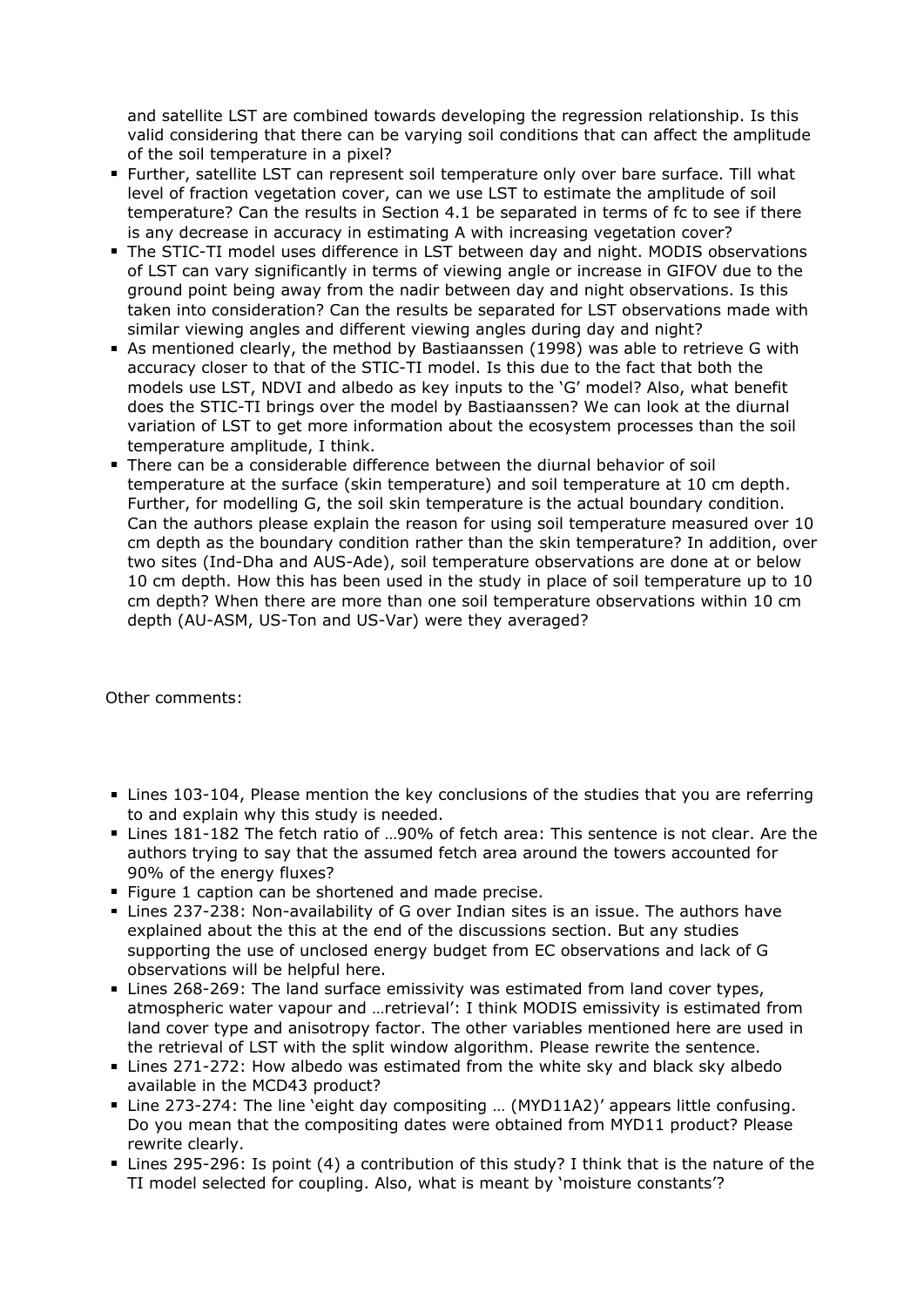and satellite LST are combined towards developing the regression relationship. Is this valid considering that there can be varying soil conditions that can affect the amplitude of the soil temperature in a pixel?

- Further, satellite LST can represent soil temperature only over bare surface. Till what level of fraction vegetation cover, can we use LST to estimate the amplitude of soil temperature? Can the results in Section 4.1 be separated in terms of fc to see if there is any decrease in accuracy in estimating A with increasing vegetation cover?
- The STIC-TI model uses difference in LST between day and night. MODIS observations of LST can vary significantly in terms of viewing angle or increase in GIFOV due to the ground point being away from the nadir between day and night observations. Is this taken into consideration? Can the results be separated for LST observations made with similar viewing angles and different viewing angles during day and night?
- As mentioned clearly, the method by Bastiaanssen (1998) was able to retrieve G with accuracy closer to that of the STIC-TI model. Is this due to the fact that both the models use LST, NDVI and albedo as key inputs to the 'G' model? Also, what benefit does the STIC-TI brings over the model by Bastiaanssen? We can look at the diurnal variation of LST to get more information about the ecosystem processes than the soil temperature amplitude, I think.
- There can be a considerable difference between the diurnal behavior of soil temperature at the surface (skin temperature) and soil temperature at 10 cm depth. Further, for modelling G, the soil skin temperature is the actual boundary condition. Can the authors please explain the reason for using soil temperature measured over 10 cm depth as the boundary condition rather than the skin temperature? In addition, over two sites (Ind-Dha and AUS-Ade), soil temperature observations are done at or below 10 cm depth. How this has been used in the study in place of soil temperature up to 10 cm depth? When there are more than one soil temperature observations within 10 cm depth (AU-ASM, US-Ton and US-Var) were they averaged?

Other comments:

- Lines 103-104, Please mention the key conclusions of the studies that you are referring to and explain why this study is needed.
- Lines 181-182 The fetch ratio of …90% of fetch area: This sentence is not clear. Are the authors trying to say that the assumed fetch area around the towers accounted for 90% of the energy fluxes?
- Figure 1 caption can be shortened and made precise.
- Lines 237-238: Non-availability of G over Indian sites is an issue. The authors have explained about the this at the end of the discussions section. But any studies supporting the use of unclosed energy budget from EC observations and lack of G observations will be helpful here.
- Lines 268-269: The land surface emissivity was estimated from land cover types, atmospheric water vapour and …retrieval': I think MODIS emissivity is estimated from land cover type and anisotropy factor. The other variables mentioned here are used in the retrieval of LST with the split window algorithm. Please rewrite the sentence.
- Lines 271-272: How albedo was estimated from the white sky and black sky albedo available in the MCD43 product?
- Line 273-274: The line 'eight day compositing … (MYD11A2)' appears little confusing. Do you mean that the compositing dates were obtained from MYD11 product? Please rewrite clearly.
- Lines 295-296: Is point (4) a contribution of this study? I think that is the nature of the TI model selected for coupling. Also, what is meant by 'moisture constants'?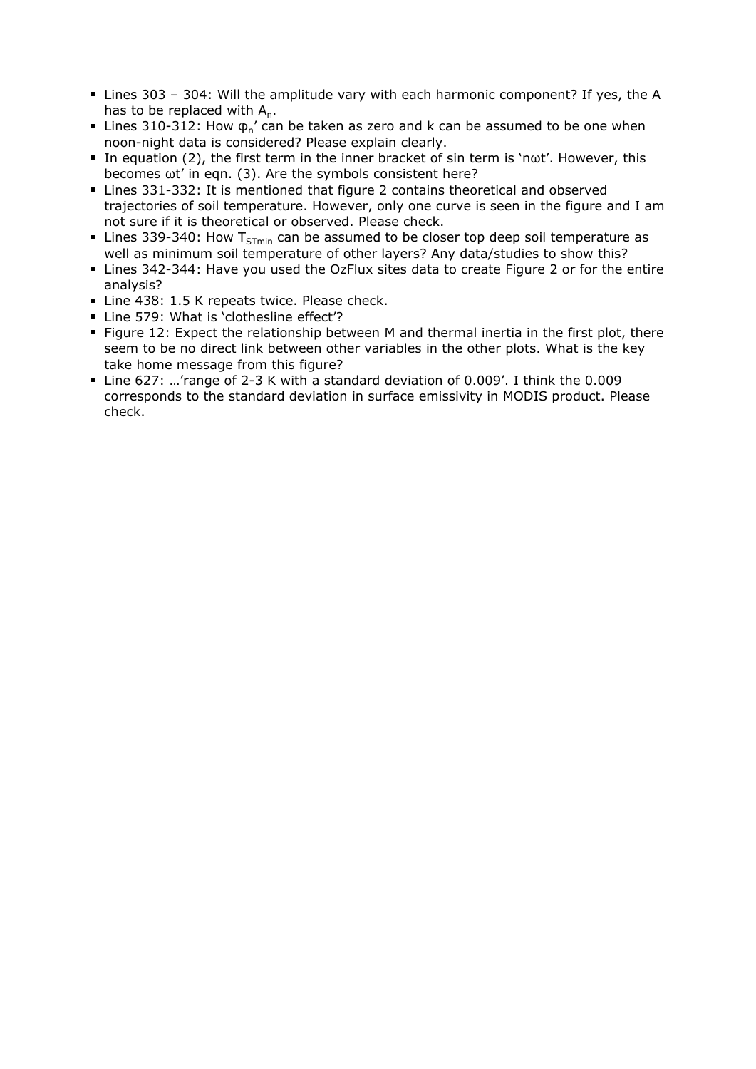- Lines 303 – 304: Will the amplitude vary with each harmonic component? If yes, the A has to be replaced with $A_n$.
- Lines 310-312: How $\varphi_n'$ can be taken as zero and k can be assumed to be one when noon-night data is considered? Please explain clearly.
- In equation (2), the first term in the inner bracket of sin term is '$n\omega t$'. However, this becomes $\omega t'$ in eqn. (3). Are the symbols consistent here?
- Lines 331-332: It is mentioned that figure 2 contains theoretical and observed trajectories of soil temperature. However, only one curve is seen in the figure and I am not sure if it is theoretical or observed. Please check.
- Lines 339-340: How $T_{STmin}$ can be assumed to be closer top deep soil temperature as well as minimum soil temperature of other layers? Any data/studies to show this?
- Lines 342-344: Have you used the OzFlux sites data to create Figure 2 or for the entire analysis?
- Line 438: 1.5 K repeats twice. Please check.
- Line 579: What is 'clothesline effect'?
- Figure 12: Expect the relationship between M and thermal inertia in the first plot, there seem to be no direct link between other variables in the other plots. What is the key take home message from this figure?
- Line 627: …'range of 2-3 K with a standard deviation of 0.009'. I think the 0.009 corresponds to the standard deviation in surface emissivity in MODIS product. Please check.